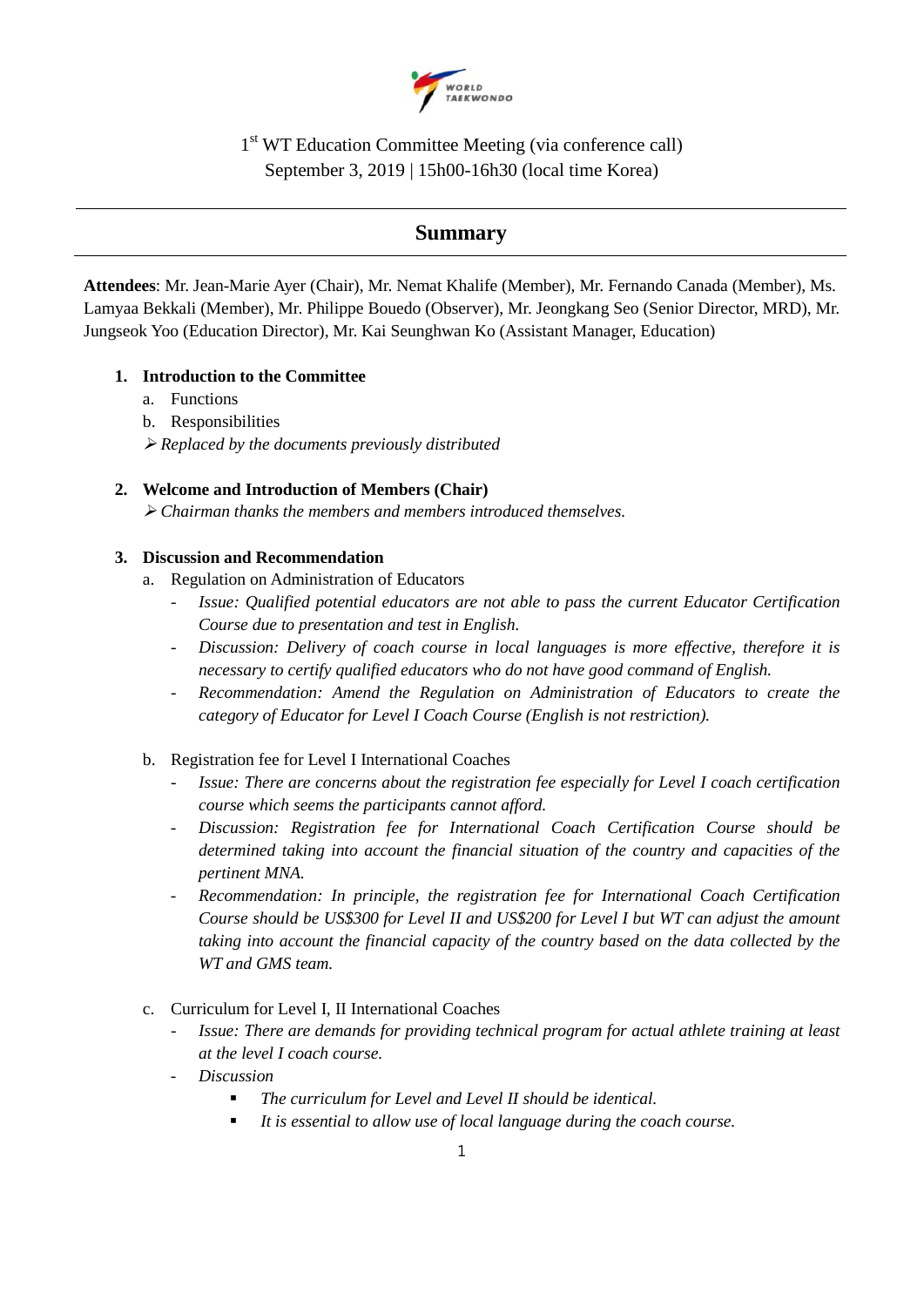1st WT Education Committee Meeting (via conference call)
September 3, 2019 | 15h00-16h30 (local time Korea)

---

## Summary

---

**Attendees**: Mr. Jean-Marie Ayer (Chair), Mr. Nemat Khalife (Member), Mr. Fernando Canada (Member), Ms. Lamyaa Bekkali (Member), Mr. Philippe Bouedo (Observer), Mr. Jeongkang Seo (Senior Director, MRD), Mr. Jungseok Yoo (Education Director), Mr. Kai Seunghwan Ko (Assistant Manager, Education)

1. **Introduction to the Committee**
   a. Functions
   b. Responsibilities
   ➢ *Replaced by the documents previously distributed*

2. **Welcome and Introduction of Members (Chair)**
   ➢ *Chairman thanks the members and members introduced themselves.*

3. **Discussion and Recommendation**
   a. Regulation on Administration of Educators
      - *Issue: Qualified potential educators are not able to pass the current Educator Certification Course due to presentation and test in English.*
      - *Discussion: Delivery of coach course in local languages is more effective, therefore it is necessary to certify qualified educators who do not have good command of English.*
      - *Recommendation: Amend the Regulation on Administration of Educators to create the category of Educator for Level I Coach Course (English is not restriction).*

   b. Registration fee for Level I International Coaches
      - *Issue: There are concerns about the registration fee especially for Level I coach certification course which seems the participants cannot afford.*
      - *Discussion: Registration fee for International Coach Certification Course should be determined taking into account the financial situation of the country and capacities of the pertinent MNA.*
      - *Recommendation: In principle, the registration fee for International Coach Certification Course should be US$300 for Level II and US$200 for Level I but WT can adjust the amount taking into account the financial capacity of the country based on the data collected by the WT and GMS team.*

   c. Curriculum for Level I, II International Coaches
      - *Issue: There are demands for providing technical program for actual athlete training at least at the level I coach course.*
      - *Discussion*
        - *The curriculum for Level and Level II should be identical.*
        - *It is essential to allow use of local language during the coach course.*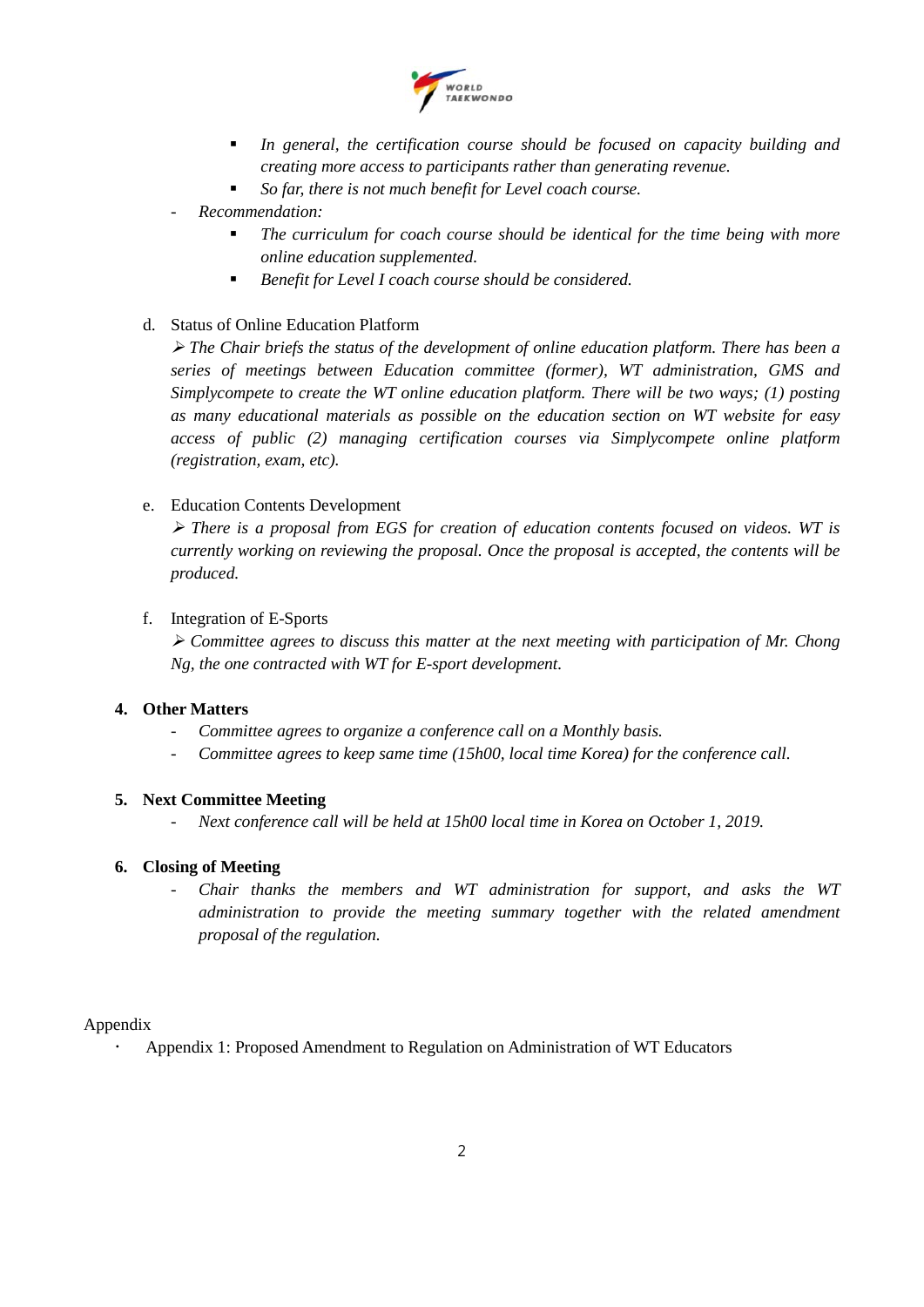- *In general, the certification course should be focused on capacity building and creating more access to participants rather than generating revenue.*
- *So far, there is not much benefit for Level coach course.*

- *Recommendation:*
  - *The curriculum for coach course should be identical for the time being with more online education supplemented.*
  - *Benefit for Level I coach course should be considered.*

d. Status of Online Education Platform

➢ *The Chair briefs the status of the development of online education platform. There has been a series of meetings between Education committee (former), WT administration, GMS and Simplycompete to create the WT online education platform. There will be two ways; (1) posting as many educational materials as possible on the education section on WT website for easy access of public (2) managing certification courses via Simplycompete online platform (registration, exam, etc).*

e. Education Contents Development

➢ *There is a proposal from EGS for creation of education contents focused on videos. WT is currently working on reviewing the proposal. Once the proposal is accepted, the contents will be produced.*

f. Integration of E-Sports

➢ *Committee agrees to discuss this matter at the next meeting with participation of Mr. Chong Ng, the one contracted with WT for E-sport development.*

**4. Other Matters**

- *Committee agrees to organize a conference call on a Monthly basis.*
- *Committee agrees to keep same time (15h00, local time Korea) for the conference call.*

**5. Next Committee Meeting**

- *Next conference call will be held at 15h00 local time in Korea on October 1, 2019.*

**6. Closing of Meeting**

- *Chair thanks the members and WT administration for support, and asks the WT administration to provide the meeting summary together with the related amendment proposal of the regulation.*

Appendix

- Appendix 1: Proposed Amendment to Regulation on Administration of WT Educators